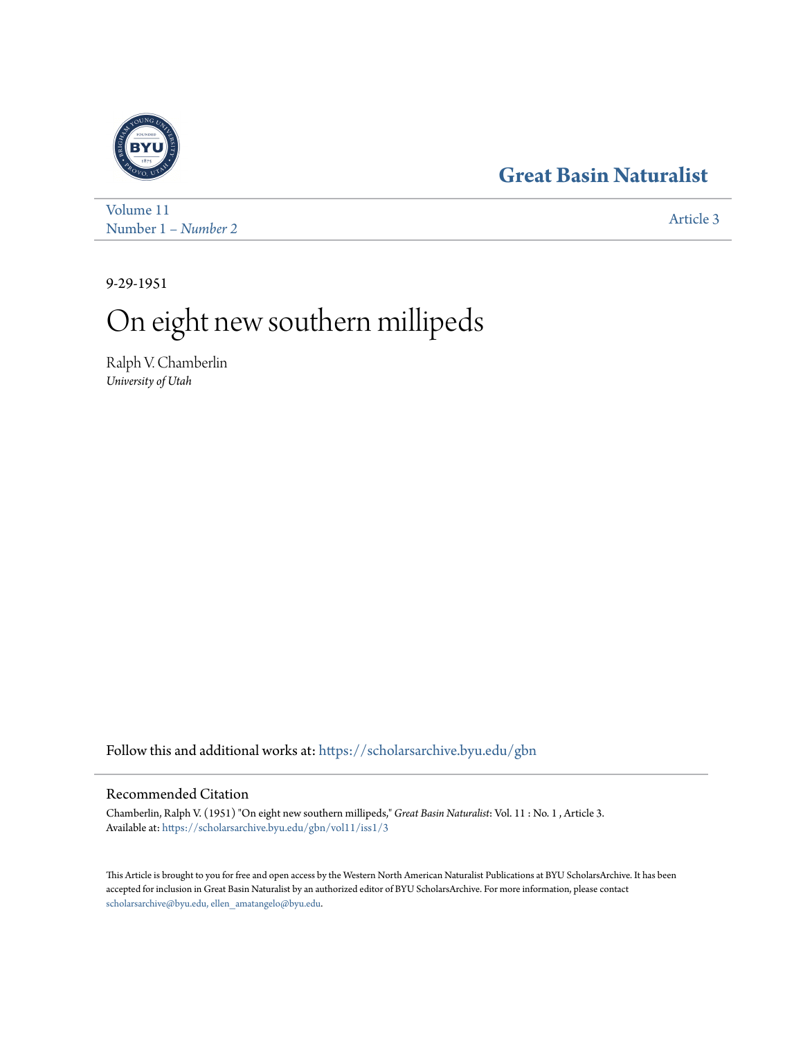Great Basin Naturalist

Volume 11
Number 1 – *Number 2*

Article 3

9-29-1951

# On eight new southern millipeds

Ralph V. Chamberlin
*University of Utah*

Follow this and additional works at: https://scholarsarchive.byu.edu/gbn

## Recommended Citation

Chamberlin, Ralph V. (1951) "On eight new southern millipeds," *Great Basin Naturalist*: Vol. 11 : No. 1 , Article 3.
Available at: https://scholarsarchive.byu.edu/gbn/vol11/iss1/3

This Article is brought to you for free and open access by the Western North American Naturalist Publications at BYU ScholarsArchive. It has been accepted for inclusion in Great Basin Naturalist by an authorized editor of BYU ScholarsArchive. For more information, please contact scholarsarchive@byu.edu, ellen_amatangelo@byu.edu.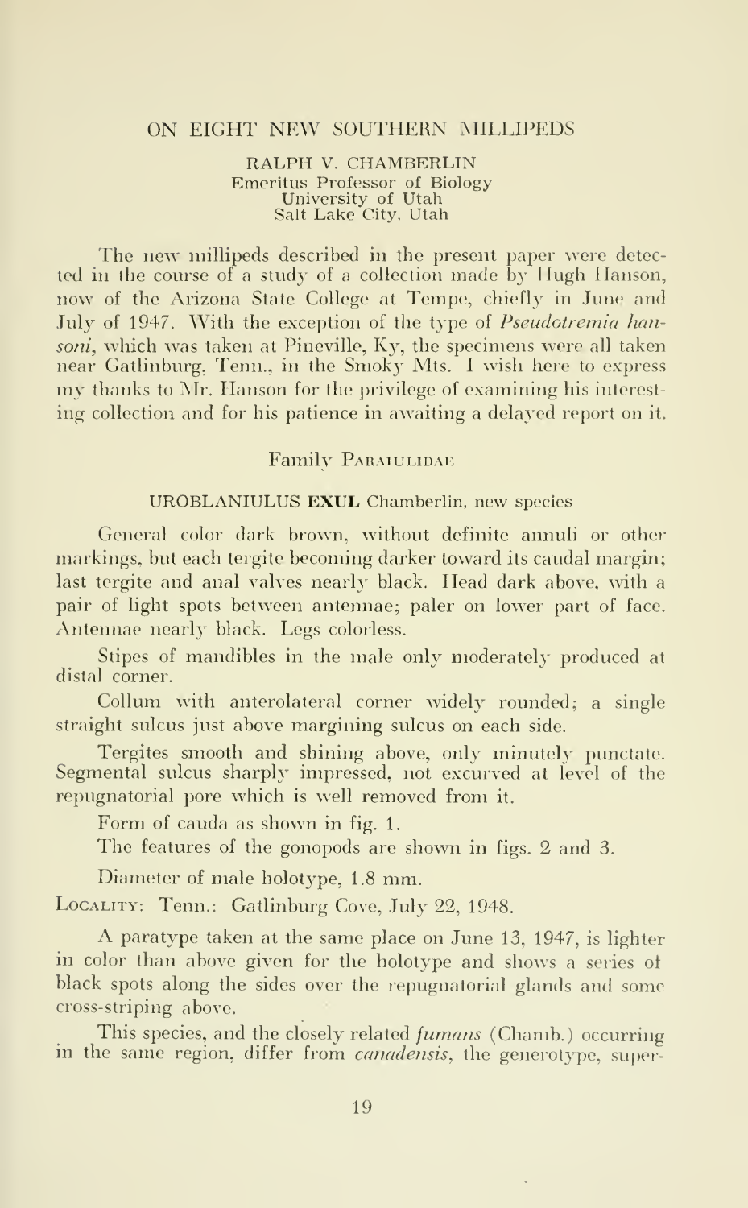# ON EIGHT NEW SOUTHERN MILLIPEDS

RALPH V. CHAMBERLIN
Emeritus Professor of Biology
University of Utah
Salt Lake City, Utah

The new millipeds described in the present paper were detected in the course of a study of a collection made by Hugh Hanson, now of the Arizona State College at Tempe, chiefly in June and July of 1947. With the exception of the type of *Pseudotremia hansoni*, which was taken at Pineville, Ky, the specimens were all taken near Gatlinburg, Tenn., in the Smoky Mts. I wish here to express my thanks to Mr. Hanson for the privilege of examining his interesting collection and for his patience in awaiting a delayed report on it.

## Family Paraiulidae

### UROBLANIULUS EXUL Chamberlin, new species

General color dark brown, without definite annuli or other markings, but each tergite becoming darker toward its caudal margin; last tergite and anal valves nearly black. Head dark above, with a pair of light spots between antennae; paler on lower part of face. Antennae nearly black. Legs colorless.

Stipes of mandibles in the male only moderately produced at distal corner.

Collum with anterolateral corner widely rounded; a single straight sulcus just above margining sulcus on each side.

Tergites smooth and shining above, only minutely punctate. Segmental sulcus sharply impressed, not excurved at level of the repugnatorial pore which is well removed from it.

Form of cauda as shown in fig. 1.

The features of the gonopods are shown in figs. 2 and 3.

Diameter of male holotype, 1.8 mm.

Locality: Tenn.: Gatlinburg Cove, July 22, 1948.

A paratype taken at the same place on June 13, 1947, is lighter in color than above given for the holotype and shows a series of black spots along the sides over the repugnatorial glands and some cross-striping above.

This species, and the closely related *fumans* (Chamb.) occurring in the same region, differ from *canadensis*, the generotype, super-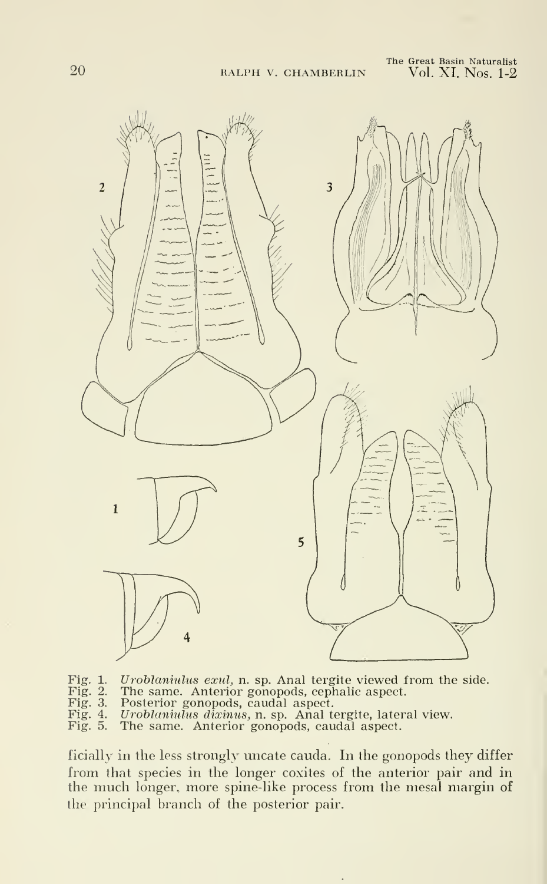Fig. 1. *Uroblaniulus exul*, n. sp. Anal tergite viewed from the side.
Fig. 2. The same. Anterior gonopods, cephalic aspect.
Fig. 3. Posterior gonopods, caudal aspect.
Fig. 4. *Uroblaniulus dixinus*, n. sp. Anal tergite, lateral view.
Fig. 5. The same. Anterior gonopods, caudal aspect.

ficially in the less strongly uncate cauda. In the gonopods they differ from that species in the longer coxites of the anterior pair and in the much longer, more spine-like process from the mesal margin of the principal branch of the posterior pair.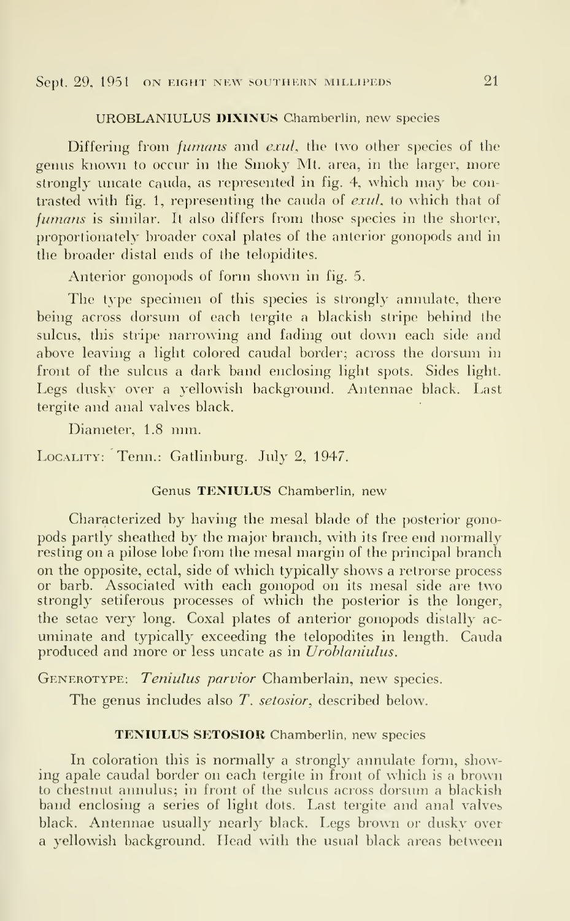### UROBLANIULUS DIXINUS Chamberlin, new species

Differing from *fumans* and *exul*, the two other species of the genus known to occur in the Smoky Mt. area, in the larger, more strongly uncate cauda, as represented in fig. 4, which may be contrasted with fig. 1, representing the cauda of *exul*, to which that of *fumans* is similar. It also differs from those species in the shorter, proportionately broader coxal plates of the anterior gonopods and in the broader distal ends of the telopidites.

Anterior gonopods of form shown in fig. 5.

The type specimen of this species is strongly annulate, there being across dorsum of each tergite a blackish stripe behind the sulcus, this stripe narrowing and fading out down each side and above leaving a light colored caudal border; across the dorsum in front of the sulcus a dark band enclosing light spots. Sides light. Legs dusky over a yellowish background. Antennae black. Last tergite and anal valves black.

Diameter, 1.8 mm.

LOCALITY: Tenn.: Gatlinburg. July 2, 1947.

### Genus TENIULUS Chamberlin, new

Characterized by having the mesal blade of the posterior gonopods partly sheathed by the major branch, with its free end normally resting on a pilose lobe from the mesal margin of the principal branch on the opposite, ectal, side of which typically shows a retrorse process or barb. Associated with each gonopod on its mesal side are two strongly setiferous processes of which the posterior is the longer, the setae very long. Coxal plates of anterior gonopods distally acuminate and typically exceeding the telopodites in length. Cauda produced and more or less uncate as in *Uroblaniulus*.

GENEROTYPE: *Teniulus parvior* Chamberlain, new species.

The genus includes also *T. setosior*, described below.

### TENIULUS SETOSIOR Chamberlin, new species

In coloration this is normally a strongly annulate form, showing apale caudal border on each tergite in front of which is a brown to chestnut annulus; in front of the sulcus across dorsum a blackish band enclosing a series of light dots. Last tergite and anal valves black. Antennae usually nearly black. Legs brown or dusky over a yellowish background. Head with the usual black areas between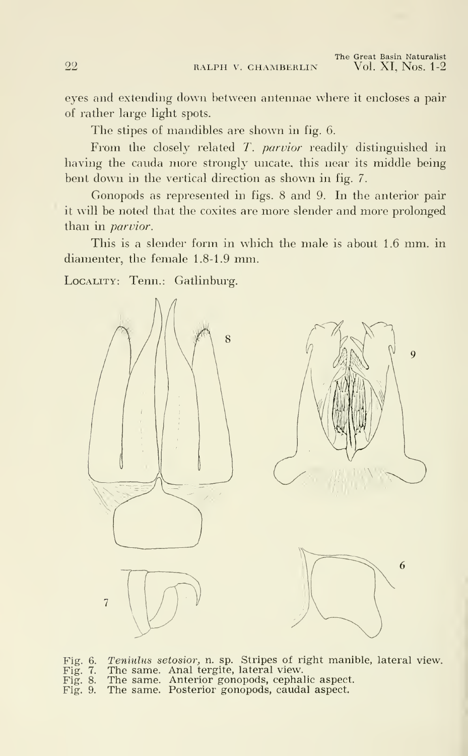eyes and extending down between antennae where it encloses a pair of rather large light spots.

The stipes of mandibles are shown in fig. 6.

From the closely related *T. parvior* readily distinguished in having the cauda more strongly uncate, this near its middle being bent down in the vertical direction as shown in fig. 7.

Gonopods as represented in figs. 8 and 9. In the anterior pair it will be noted that the coxites are more slender and more prolonged than in *parvior*.

This is a slender form in which the male is about 1.6 mm. in diamenter, the female 1.8-1.9 mm.

LOCALITY: Tenn.: Gatlinburg.

Fig. 6. *Teniulus setosior*, n. sp. Stripes of right manible, lateral view.
Fig. 7. The same. Anal tergite, lateral view.
Fig. 8. The same. Anterior gonopods, cephalic aspect.
Fig. 9. The same. Posterior gonopods, caudal aspect.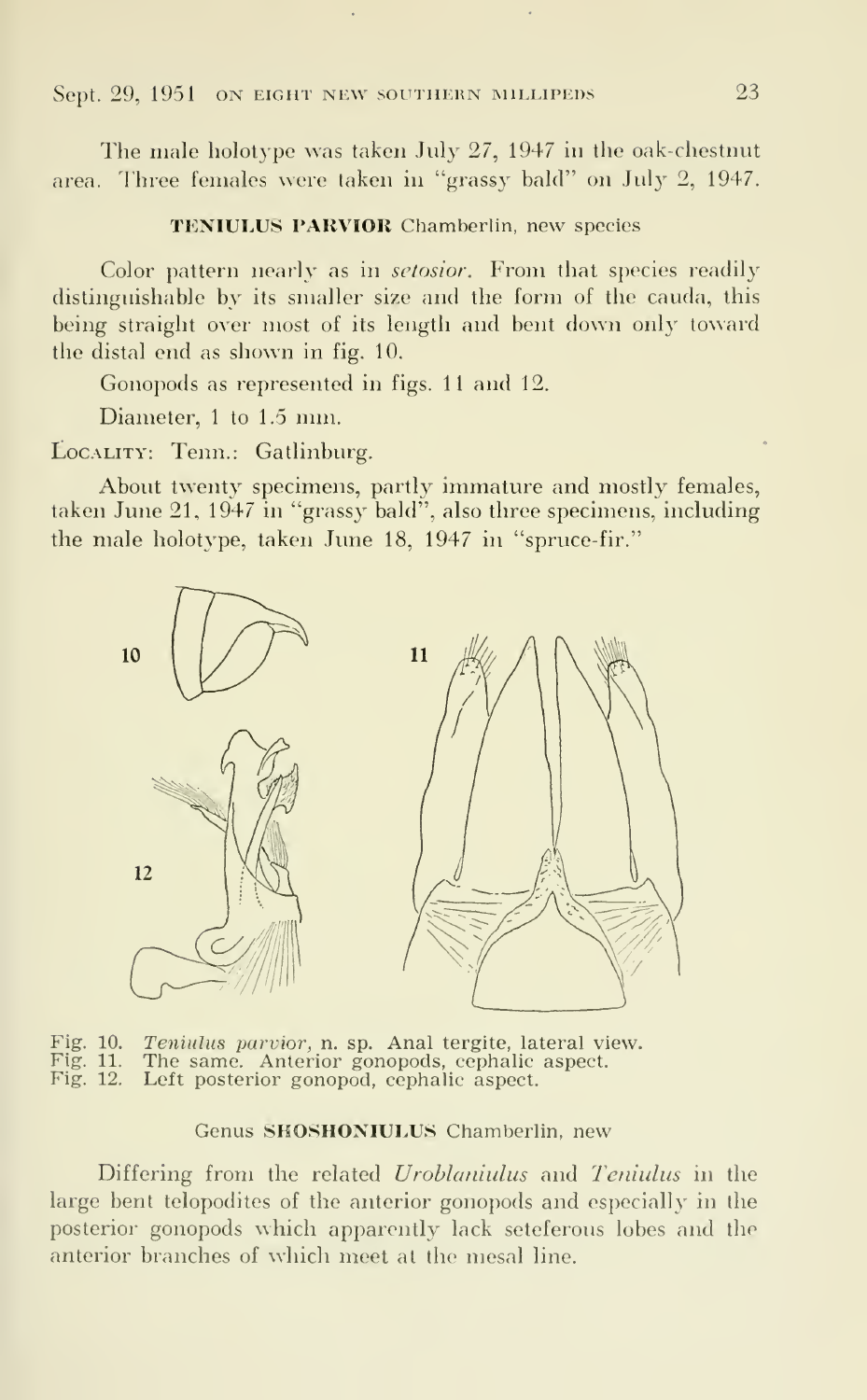The male holotype was taken July 27, 1947 in the oak-chestnut area. Three females were taken in "grassy bald" on July 2, 1947.

### TENIULUS PARVIOR Chamberlin, new species

Color pattern nearly as in *setosior*. From that species readily distinguishable by its smaller size and the form of the cauda, this being straight over most of its length and bent down only toward the distal end as shown in fig. 10.

Gonopods as represented in figs. 11 and 12.

Diameter, 1 to 1.5 mm.

LOCALITY: Tenn.: Gatlinburg.

About twenty specimens, partly immature and mostly females, taken June 21, 1947 in "grassy bald", also three specimens, including the male holotype, taken June 18, 1947 in "spruce-fir."

Fig. 10. *Teniulus parvior*, n. sp. Anal tergite, lateral view.
Fig. 11. The same. Anterior gonopods, cephalic aspect.
Fig. 12. Left posterior gonopod, cephalic aspect.

### Genus SHOSHONIULUS Chamberlin, new

Differing from the related *Uroblaniulus* and *Teniulus* in the large bent telopodites of the anterior gonopods and especially in the posterior gonopods which apparently lack seteferous lobes and the anterior branches of which meet at the mesal line.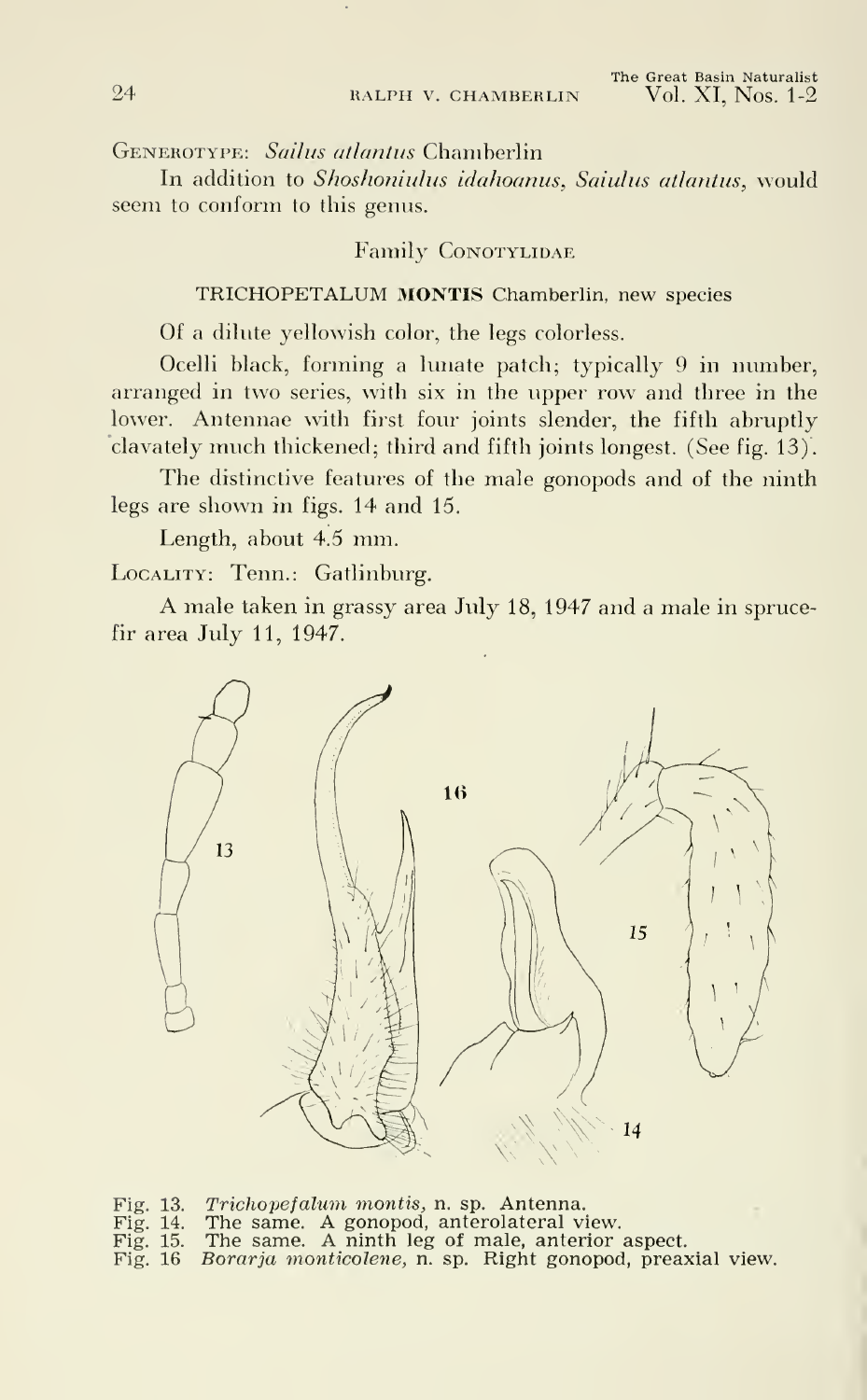GENEROTYPE: *Sailus atlantus* Chamberlin

In addition to *Shoshoniulus idahoanus*, *Saiulus atlantus*, would seem to conform to this genus.

## Family CONOTYLIDAE

### TRICHOPETALUM **MONTIS** Chamberlin, new species

Of a dilute yellowish color, the legs colorless.

Ocelli black, forming a lunate patch; typically 9 in number, arranged in two series, with six in the upper row and three in the lower. Antennae with first four joints slender, the fifth abruptly clavately much thickened; third and fifth joints longest. (See fig. 13).

The distinctive features of the male gonopods and of the ninth legs are shown in figs. 14 and 15.

Length, about 4.5 mm.

LOCALITY: Tenn.: Gatlinburg.

A male taken in grassy area July 18, 1947 and a male in spruce-fir area July 11, 1947.

Fig. 13. *Trichopefalum montis*, n. sp. Antenna.
Fig. 14. The same. A gonopod, anterolateral view.
Fig. 15. The same. A ninth leg of male, anterior aspect.
Fig. 16 *Borarja monticolene*, n. sp. Right gonopod, preaxial view.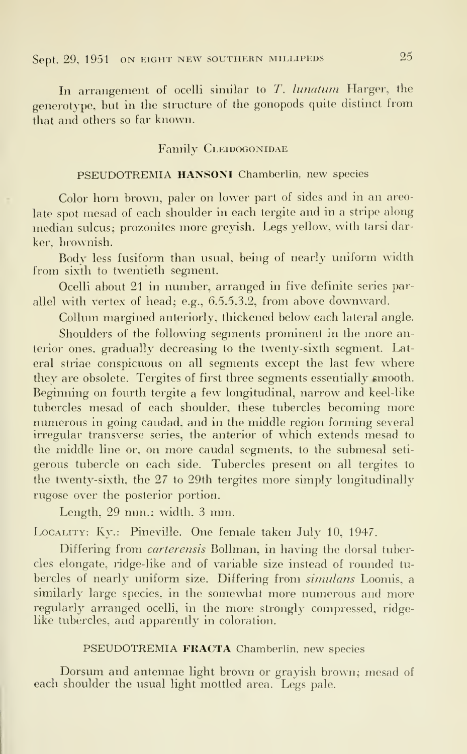In arrangement of ocelli similar to *T. lunatum* Harger, the generotype, but in the structure of the gonopods quite distinct from that and others so far known.

## Family Cleidogonidae

### PSEUDOTREMIA **HANSONI** Chamberlin, new species

Color horn brown, paler on lower part of sides and in an areolate spot mesad of each shoulder in each tergite and in a stripe along median sulcus; prozonites more greyish. Legs yellow, with tarsi darker, brownish.

Body less fusiform than usual, being of nearly uniform width from sixth to twentieth segment.

Ocelli about 21 in number, arranged in five definite series parallel with vertex of head; e.g., 6,5,5,3,2, from above downward.

Collum margined anteriorly, thickened below each lateral angle.

Shoulders of the following segments prominent in the more anterior ones, gradually decreasing to the twenty-sixth segment. Lateral striae conspicuous on all segments except the last few where they are obsolete. Tergites of first three segments essentially smooth. Beginning on fourth tergite a few longitudinal, narrow and keel-like tubercles mesad of each shoulder, these tubercles becoming more numerous in going caudad, and in the middle region forming several irregular transverse series, the anterior of which extends mesad to the middle line or, on more caudal segments, to the submesal setigerous tubercle on each side. Tubercles present on all tergites to the twenty-sixth, the 27 to 29th tergites more simply longitudinally rugose over the posterior portion.

Length, 29 mm.; width, 3 mm.

Locality: Ky.: Pineville. One female taken July 10, 1947.

Differing from *carterensis* Bollman, in having the dorsal tubercles elongate, ridge-like and of variable size instead of rounded tubercles of nearly uniform size. Differing from *simulans* Loomis, a similarly large species, in the somewhat more numerous and more regularly arranged ocelli, in the more strongly compressed, ridge-like tubercles, and apparently in coloration.

### PSEUDOTREMIA **FRACTA** Chamberlin, new species

Dorsum and antennae light brown or grayish brown; mesad of each shoulder the usual light mottled area. Legs pale.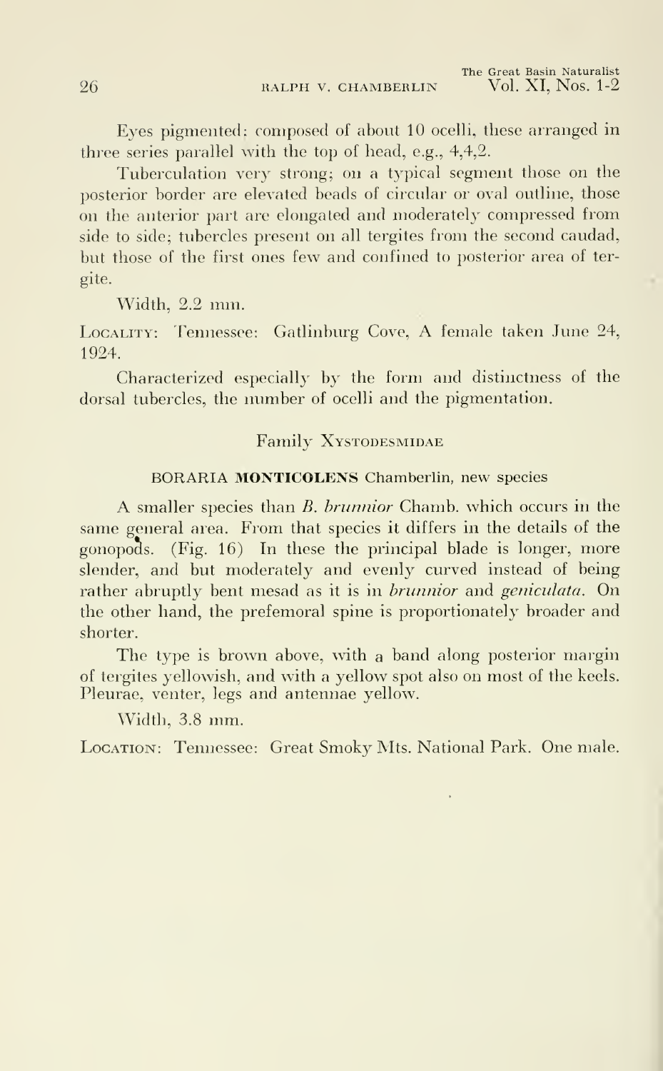Eyes pigmented: composed of about 10 ocelli, these arranged in three series parallel with the top of head, e.g., 4,4,2.

Tuberculation very strong; on a typical segment those on the posterior border are elevated beads of circular or oval outline, those on the anterior part are elongated and moderately compressed from side to side; tubercles present on all tergites from the second caudad, but those of the first ones few and confined to posterior area of tergite.

Width, 2.2 mm.

LOCALITY: Tennessee: Gatlinburg Cove, A female taken June 24, 1924.

Characterized especially by the form and distinctness of the dorsal tubercles, the number of ocelli and the pigmentation.

## Family XYSTODESMIDAE

### BORARIA **MONTICOLENS** Chamberlin, new species

A smaller species than *B. brunnior* Chamb. which occurs in the same general area. From that species it differs in the details of the gonopods. (Fig. 16) In these the principal blade is longer, more slender, and but moderately and evenly curved instead of being rather abruptly bent mesad as it is in *brunnior* and *geniculata*. On the other hand, the prefemoral spine is proportionately broader and shorter.

The type is brown above, with a band along posterior margin of tergites yellowish, and with a yellow spot also on most of the keels. Pleurae, venter, legs and antennae yellow.

Width, 3.8 mm.

LOCATION: Tennessee: Great Smoky Mts. National Park. One male.